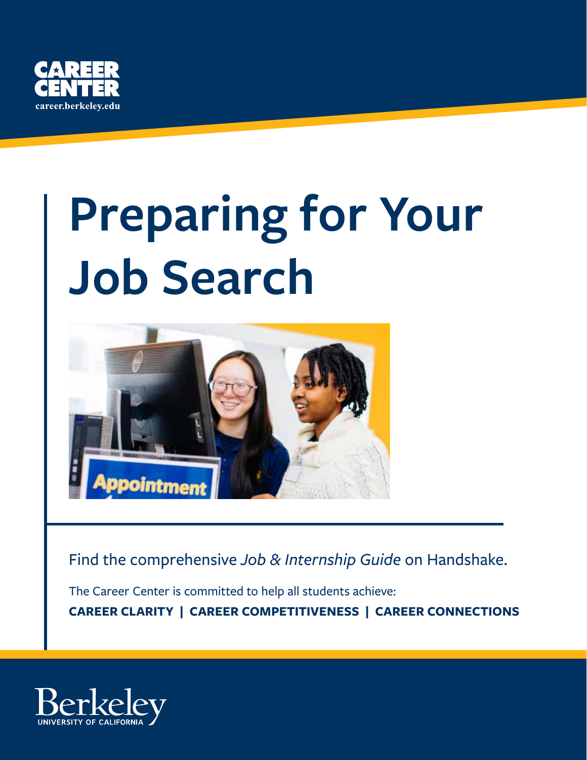CAREER CENTER
career.berkeley.edu

# Preparing for Your Job Search

Find the comprehensive *Job & Internship Guide* on Handshake.

The Career Center is committed to help all students achieve:

**CAREER CLARITY | CAREER COMPETITIVENESS | CAREER CONNECTIONS**

Berkeley
UNIVERSITY OF CALIFORNIA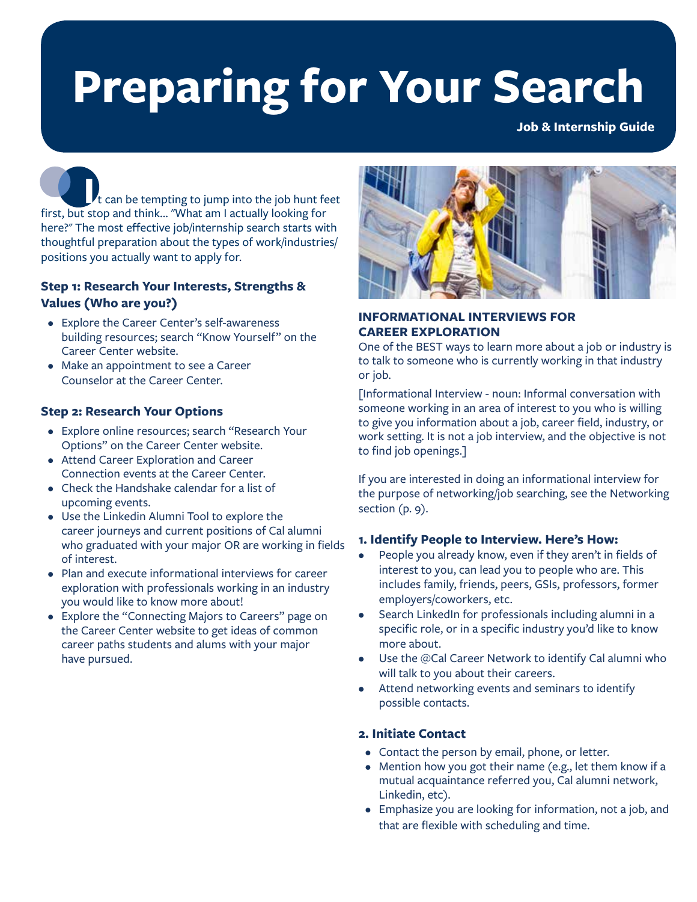# Preparing for Your Search

**Job & Internship Guide**

It can be tempting to jump into the job hunt feet first, but stop and think... "What am I actually looking for here?" The most effective job/internship search starts with thoughtful preparation about the types of work/industries/positions you actually want to apply for.

### Step 1: Research Your Interests, Strengths & Values (Who are you?)

- Explore the Career Center's self-awareness building resources; search "Know Yourself" on the Career Center website.
- Make an appointment to see a Career Counselor at the Career Center.

### Step 2: Research Your Options

- Explore online resources; search "Research Your Options" on the Career Center website.
- Attend Career Exploration and Career Connection events at the Career Center.
- Check the Handshake calendar for a list of upcoming events.
- Use the Linkedin Alumni Tool to explore the career journeys and current positions of Cal alumni who graduated with your major OR are working in fields of interest.
- Plan and execute informational interviews for career exploration with professionals working in an industry you would like to know more about!
- Explore the "Connecting Majors to Careers" page on the Career Center website to get ideas of common career paths students and alums with your major have pursued.

## INFORMATIONAL INTERVIEWS FOR CAREER EXPLORATION

One of the BEST ways to learn more about a job or industry is to talk to someone who is currently working in that industry or job.

[Informational Interview - noun: Informal conversation with someone working in an area of interest to you who is willing to give you information about a job, career field, industry, or work setting. It is not a job interview, and the objective is not to find job openings.]

If you are interested in doing an informational interview for the purpose of networking/job searching, see the Networking section (p. 9).

### 1. Identify People to Interview. Here's How:

- People you already know, even if they aren't in fields of interest to you, can lead you to people who are. This includes family, friends, peers, GSIs, professors, former employers/coworkers, etc.
- Search LinkedIn for professionals including alumni in a specific role, or in a specific industry you'd like to know more about.
- Use the @Cal Career Network to identify Cal alumni who will talk to you about their careers.
- Attend networking events and seminars to identify possible contacts.

### 2. Initiate Contact

- Contact the person by email, phone, or letter.
- Mention how you got their name (e.g., let them know if a mutual acquaintance referred you, Cal alumni network, Linkedin, etc).
- Emphasize you are looking for information, not a job, and that are flexible with scheduling and time.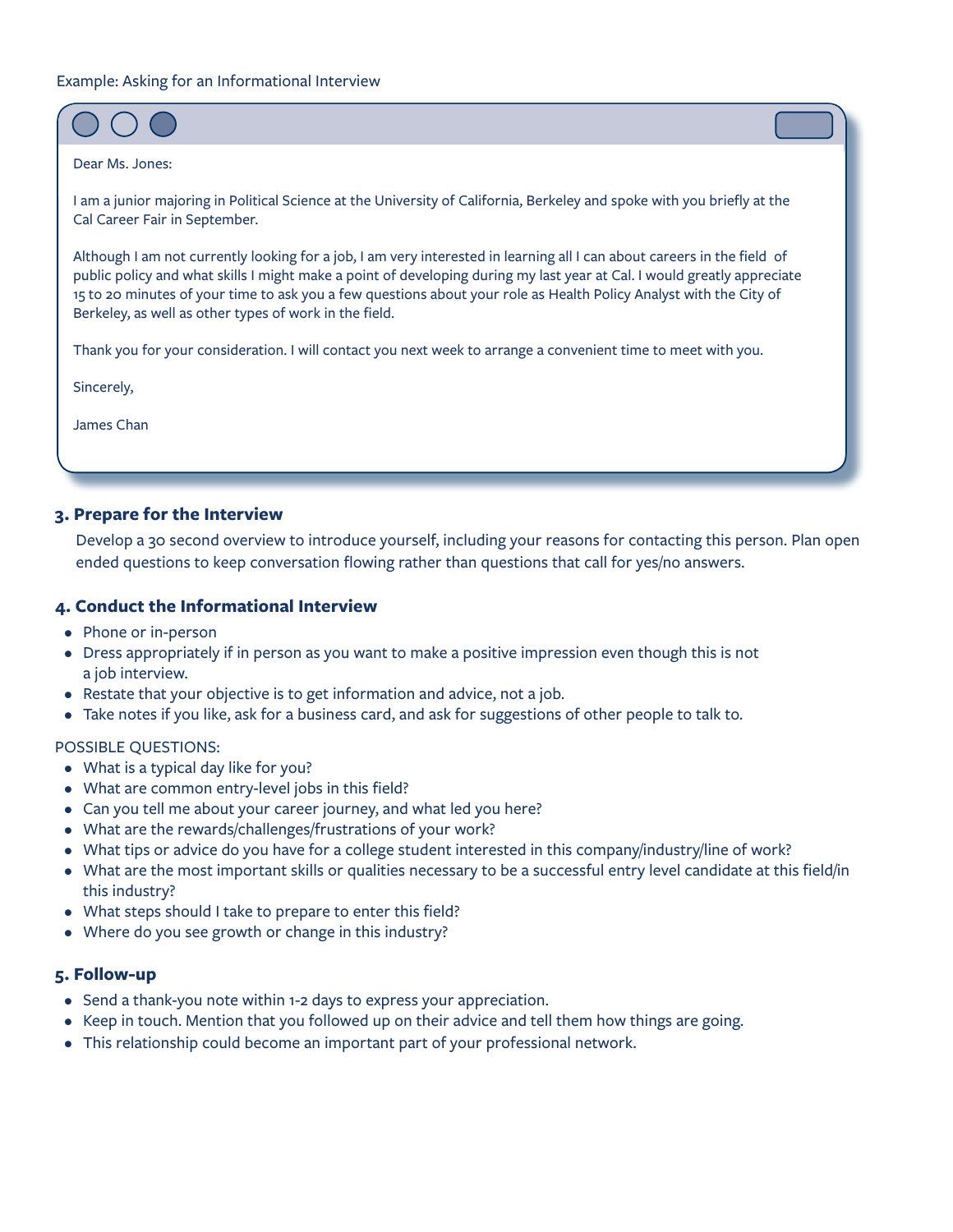Example: Asking for an Informational Interview

Dear Ms. Jones:

I am a junior majoring in Political Science at the University of California, Berkeley and spoke with you briefly at the Cal Career Fair in September.

Although I am not currently looking for a job, I am very interested in learning all I can about careers in the field of public policy and what skills I might make a point of developing during my last year at Cal. I would greatly appreciate 15 to 20 minutes of your time to ask you a few questions about your role as Health Policy Analyst with the City of Berkeley, as well as other types of work in the field.

Thank you for your consideration. I will contact you next week to arrange a convenient time to meet with you.

Sincerely,

James Chan

### 3. Prepare for the Interview

Develop a 30 second overview to introduce yourself, including your reasons for contacting this person. Plan open ended questions to keep conversation flowing rather than questions that call for yes/no answers.

### 4. Conduct the Informational Interview

- Phone or in-person
- Dress appropriately if in person as you want to make a positive impression even though this is not a job interview.
- Restate that your objective is to get information and advice, not a job.
- Take notes if you like, ask for a business card, and ask for suggestions of other people to talk to.

POSSIBLE QUESTIONS:

- What is a typical day like for you?
- What are common entry-level jobs in this field?
- Can you tell me about your career journey, and what led you here?
- What are the rewards/challenges/frustrations of your work?
- What tips or advice do you have for a college student interested in this company/industry/line of work?
- What are the most important skills or qualities necessary to be a successful entry level candidate at this field/in this industry?
- What steps should I take to prepare to enter this field?
- Where do you see growth or change in this industry?

### 5. Follow-up

- Send a thank-you note within 1-2 days to express your appreciation.
- Keep in touch. Mention that you followed up on their advice and tell them how things are going.
- This relationship could become an important part of your professional network.